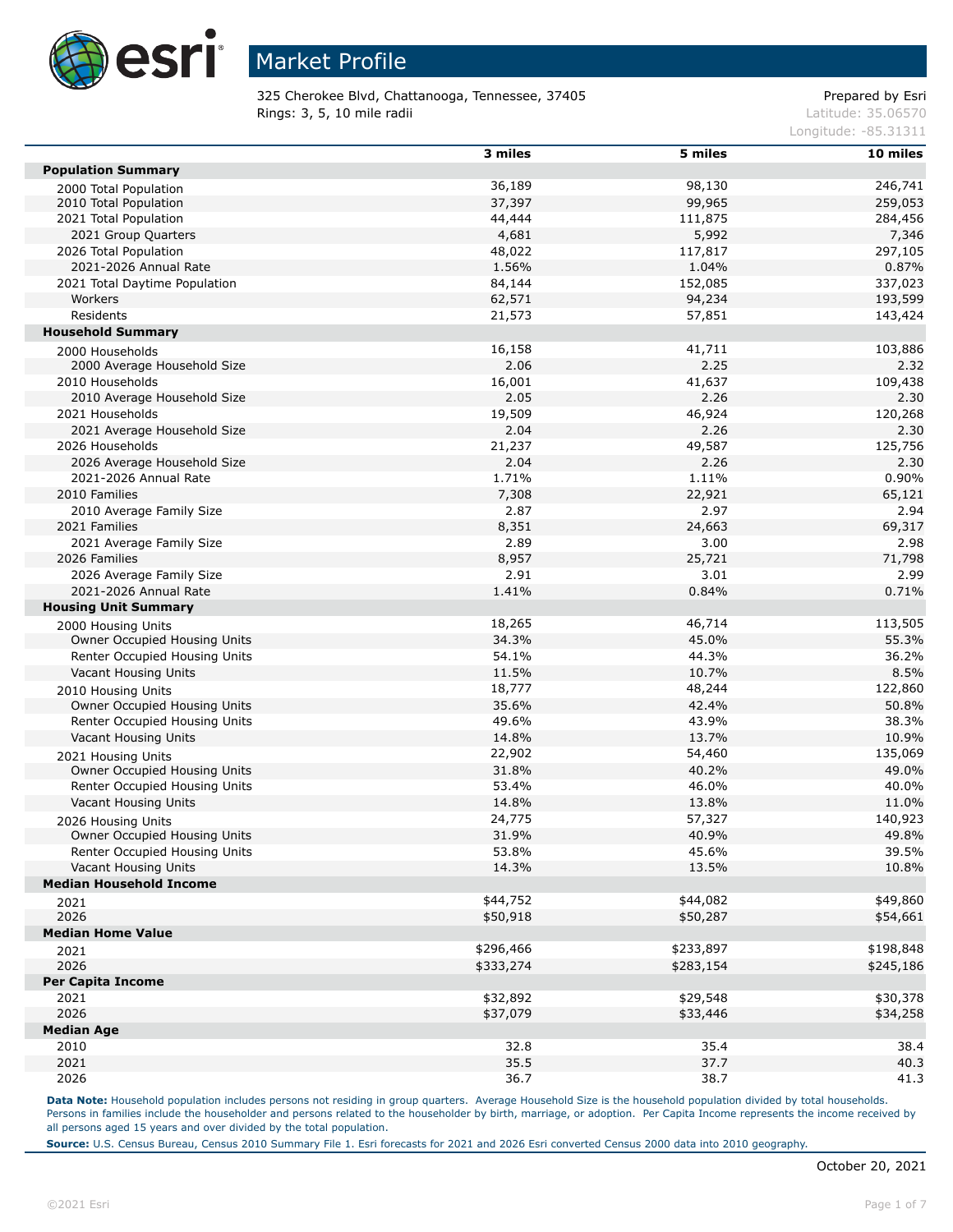# Market Profile

325 Cherokee Blvd, Chattanooga, Tennessee, 37405
Rings: 3, 5, 10 mile radii

Prepared by Esri
Latitude: 35.06570
Longitude: -85.31311

| | 3 miles | 5 miles | 10 miles |
|---|---|---|---|
| **Population Summary** | | | |
| 2000 Total Population | 36,189 | 98,130 | 246,741 |
| 2010 Total Population | 37,397 | 99,965 | 259,053 |
| 2021 Total Population | 44,444 | 111,875 | 284,456 |
| 2021 Group Quarters | 4,681 | 5,992 | 7,346 |
| 2026 Total Population | 48,022 | 117,817 | 297,105 |
| 2021-2026 Annual Rate | 1.56% | 1.04% | 0.87% |
| 2021 Total Daytime Population | 84,144 | 152,085 | 337,023 |
| Workers | 62,571 | 94,234 | 193,599 |
| Residents | 21,573 | 57,851 | 143,424 |
| **Household Summary** | | | |
| 2000 Households | 16,158 | 41,711 | 103,886 |
| 2000 Average Household Size | 2.06 | 2.25 | 2.32 |
| 2010 Households | 16,001 | 41,637 | 109,438 |
| 2010 Average Household Size | 2.05 | 2.26 | 2.30 |
| 2021 Households | 19,509 | 46,924 | 120,268 |
| 2021 Average Household Size | 2.04 | 2.26 | 2.30 |
| 2026 Households | 21,237 | 49,587 | 125,756 |
| 2026 Average Household Size | 2.04 | 2.26 | 2.30 |
| 2021-2026 Annual Rate | 1.71% | 1.11% | 0.90% |
| 2010 Families | 7,308 | 22,921 | 65,121 |
| 2010 Average Family Size | 2.87 | 2.97 | 2.94 |
| 2021 Families | 8,351 | 24,663 | 69,317 |
| 2021 Average Family Size | 2.89 | 3.00 | 2.98 |
| 2026 Families | 8,957 | 25,721 | 71,798 |
| 2026 Average Family Size | 2.91 | 3.01 | 2.99 |
| 2021-2026 Annual Rate | 1.41% | 0.84% | 0.71% |
| **Housing Unit Summary** | | | |
| 2000 Housing Units | 18,265 | 46,714 | 113,505 |
| Owner Occupied Housing Units | 34.3% | 45.0% | 55.3% |
| Renter Occupied Housing Units | 54.1% | 44.3% | 36.2% |
| Vacant Housing Units | 11.5% | 10.7% | 8.5% |
| 2010 Housing Units | 18,777 | 48,244 | 122,860 |
| Owner Occupied Housing Units | 35.6% | 42.4% | 50.8% |
| Renter Occupied Housing Units | 49.6% | 43.9% | 38.3% |
| Vacant Housing Units | 14.8% | 13.7% | 10.9% |
| 2021 Housing Units | 22,902 | 54,460 | 135,069 |
| Owner Occupied Housing Units | 31.8% | 40.2% | 49.0% |
| Renter Occupied Housing Units | 53.4% | 46.0% | 40.0% |
| Vacant Housing Units | 14.8% | 13.8% | 11.0% |
| 2026 Housing Units | 24,775 | 57,327 | 140,923 |
| Owner Occupied Housing Units | 31.9% | 40.9% | 49.8% |
| Renter Occupied Housing Units | 53.8% | 45.6% | 39.5% |
| Vacant Housing Units | 14.3% | 13.5% | 10.8% |
| **Median Household Income** | | | |
| 2021 | $44,752 | $44,082 | $49,860 |
| 2026 | $50,918 | $50,287 | $54,661 |
| **Median Home Value** | | | |
| 2021 | $296,466 | $233,897 | $198,848 |
| 2026 | $333,274 | $283,154 | $245,186 |
| **Per Capita Income** | | | |
| 2021 | $32,892 | $29,548 | $30,378 |
| 2026 | $37,079 | $33,446 | $34,258 |
| **Median Age** | | | |
| 2010 | 32.8 | 35.4 | 38.4 |
| 2021 | 35.5 | 37.7 | 40.3 |
| 2026 | 36.7 | 38.7 | 41.3 |

**Data Note:** Household population includes persons not residing in group quarters. Average Household Size is the household population divided by total households. Persons in families include the householder and persons related to the householder by birth, marriage, or adoption. Per Capita Income represents the income received by all persons aged 15 years and over divided by the total population.

**Source:** U.S. Census Bureau, Census 2010 Summary File 1. Esri forecasts for 2021 and 2026 Esri converted Census 2000 data into 2010 geography.

October 20, 2021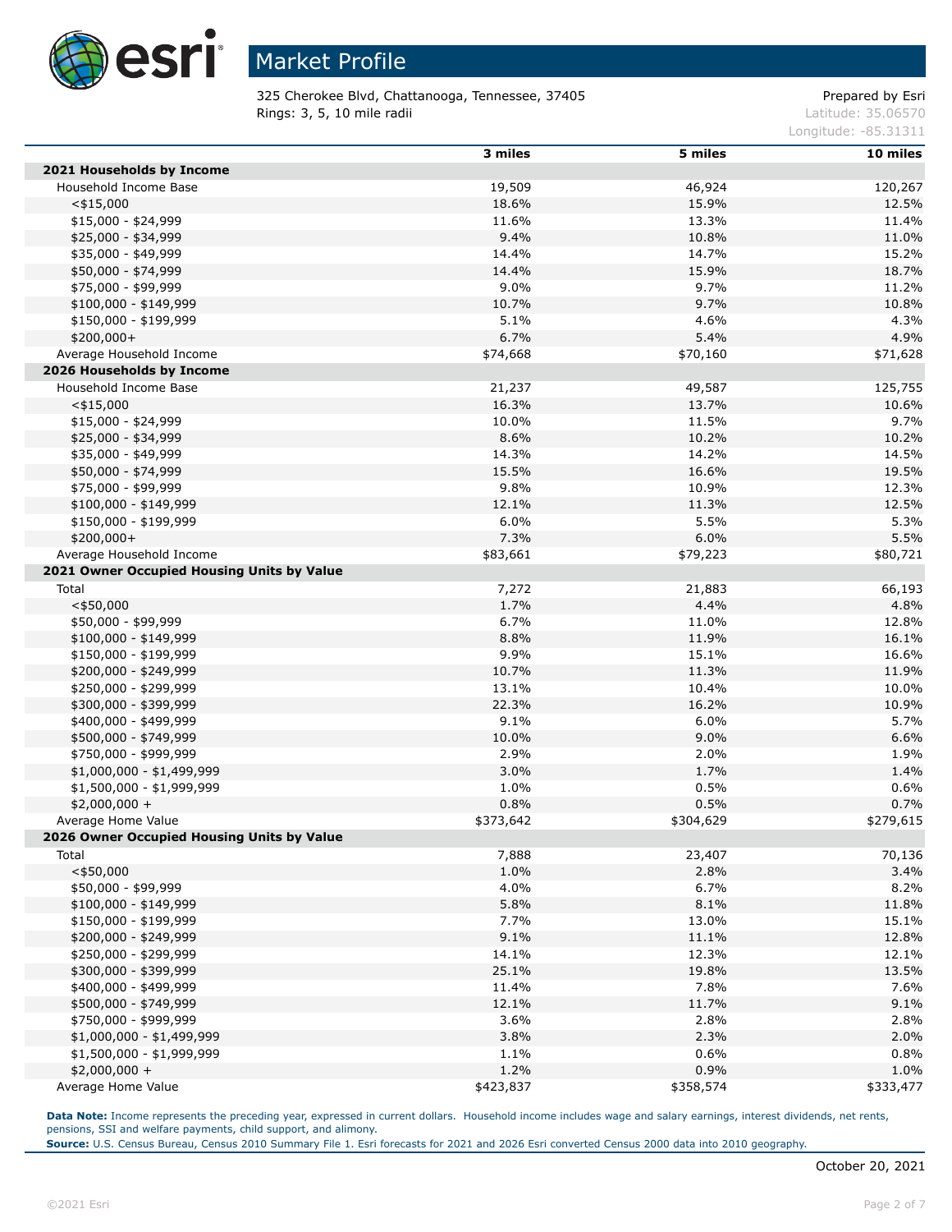# Market Profile

325 Cherokee Blvd, Chattanooga, Tennessee, 37405
Rings: 3, 5, 10 mile radii

Prepared by Esri
Latitude: 35.06570
Longitude: -85.31311

| | 3 miles | 5 miles | 10 miles |
|---|---|---|---|
| **2021 Households by Income** | | | |
| Household Income Base | 19,509 | 46,924 | 120,267 |
| <$15,000 | 18.6% | 15.9% | 12.5% |
| $15,000 - $24,999 | 11.6% | 13.3% | 11.4% |
| $25,000 - $34,999 | 9.4% | 10.8% | 11.0% |
| $35,000 - $49,999 | 14.4% | 14.7% | 15.2% |
| $50,000 - $74,999 | 14.4% | 15.9% | 18.7% |
| $75,000 - $99,999 | 9.0% | 9.7% | 11.2% |
| $100,000 - $149,999 | 10.7% | 9.7% | 10.8% |
| $150,000 - $199,999 | 5.1% | 4.6% | 4.3% |
| $200,000+ | 6.7% | 5.4% | 4.9% |
| Average Household Income | $74,668 | $70,160 | $71,628 |
| **2026 Households by Income** | | | |
| Household Income Base | 21,237 | 49,587 | 125,755 |
| <$15,000 | 16.3% | 13.7% | 10.6% |
| $15,000 - $24,999 | 10.0% | 11.5% | 9.7% |
| $25,000 - $34,999 | 8.6% | 10.2% | 10.2% |
| $35,000 - $49,999 | 14.3% | 14.2% | 14.5% |
| $50,000 - $74,999 | 15.5% | 16.6% | 19.5% |
| $75,000 - $99,999 | 9.8% | 10.9% | 12.3% |
| $100,000 - $149,999 | 12.1% | 11.3% | 12.5% |
| $150,000 - $199,999 | 6.0% | 5.5% | 5.3% |
| $200,000+ | 7.3% | 6.0% | 5.5% |
| Average Household Income | $83,661 | $79,223 | $80,721 |
| **2021 Owner Occupied Housing Units by Value** | | | |
| Total | 7,272 | 21,883 | 66,193 |
| <$50,000 | 1.7% | 4.4% | 4.8% |
| $50,000 - $99,999 | 6.7% | 11.0% | 12.8% |
| $100,000 - $149,999 | 8.8% | 11.9% | 16.1% |
| $150,000 - $199,999 | 9.9% | 15.1% | 16.6% |
| $200,000 - $249,999 | 10.7% | 11.3% | 11.9% |
| $250,000 - $299,999 | 13.1% | 10.4% | 10.0% |
| $300,000 - $399,999 | 22.3% | 16.2% | 10.9% |
| $400,000 - $499,999 | 9.1% | 6.0% | 5.7% |
| $500,000 - $749,999 | 10.0% | 9.0% | 6.6% |
| $750,000 - $999,999 | 2.9% | 2.0% | 1.9% |
| $1,000,000 - $1,499,999 | 3.0% | 1.7% | 1.4% |
| $1,500,000 - $1,999,999 | 1.0% | 0.5% | 0.6% |
| $2,000,000 + | 0.8% | 0.5% | 0.7% |
| Average Home Value | $373,642 | $304,629 | $279,615 |
| **2026 Owner Occupied Housing Units by Value** | | | |
| Total | 7,888 | 23,407 | 70,136 |
| <$50,000 | 1.0% | 2.8% | 3.4% |
| $50,000 - $99,999 | 4.0% | 6.7% | 8.2% |
| $100,000 - $149,999 | 5.8% | 8.1% | 11.8% |
| $150,000 - $199,999 | 7.7% | 13.0% | 15.1% |
| $200,000 - $249,999 | 9.1% | 11.1% | 12.8% |
| $250,000 - $299,999 | 14.1% | 12.3% | 12.1% |
| $300,000 - $399,999 | 25.1% | 19.8% | 13.5% |
| $400,000 - $499,999 | 11.4% | 7.8% | 7.6% |
| $500,000 - $749,999 | 12.1% | 11.7% | 9.1% |
| $750,000 - $999,999 | 3.6% | 2.8% | 2.8% |
| $1,000,000 - $1,499,999 | 3.8% | 2.3% | 2.0% |
| $1,500,000 - $1,999,999 | 1.1% | 0.6% | 0.8% |
| $2,000,000 + | 1.2% | 0.9% | 1.0% |
| Average Home Value | $423,837 | $358,574 | $333,477 |

**Data Note:** Income represents the preceding year, expressed in current dollars. Household income includes wage and salary earnings, interest dividends, net rents, pensions, SSI and welfare payments, child support, and alimony.
**Source:** U.S. Census Bureau, Census 2010 Summary File 1. Esri forecasts for 2021 and 2026 Esri converted Census 2000 data into 2010 geography.

October 20, 2021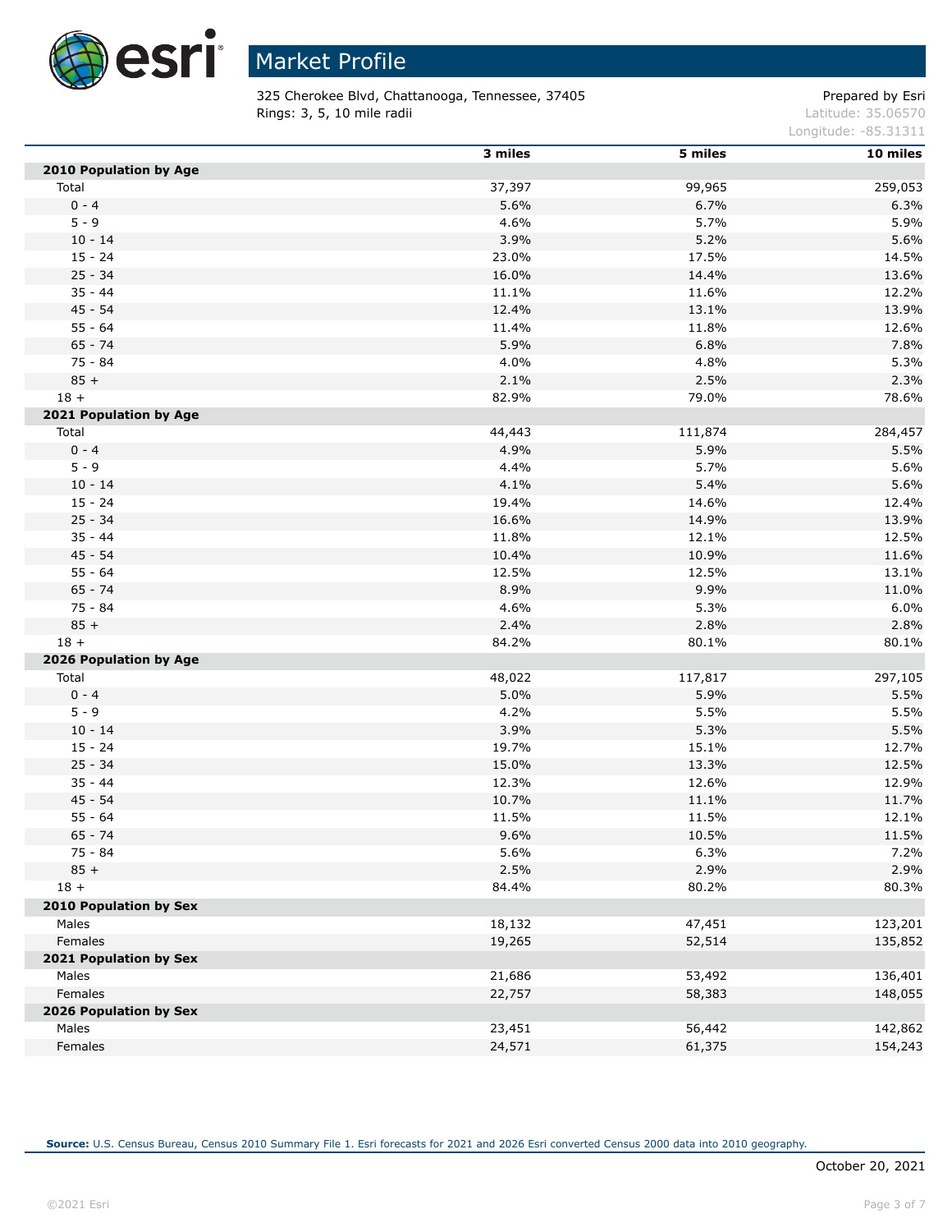# Market Profile

325 Cherokee Blvd, Chattanooga, Tennessee, 37405
Rings: 3, 5, 10 mile radii

Prepared by Esri
Latitude: 35.06570
Longitude: -85.31311

| | 3 miles | 5 miles | 10 miles |
|---|---|---|---|
| **2010 Population by Age** | | | |
| Total | 37,397 | 99,965 | 259,053 |
| 0 - 4 | 5.6% | 6.7% | 6.3% |
| 5 - 9 | 4.6% | 5.7% | 5.9% |
| 10 - 14 | 3.9% | 5.2% | 5.6% |
| 15 - 24 | 23.0% | 17.5% | 14.5% |
| 25 - 34 | 16.0% | 14.4% | 13.6% |
| 35 - 44 | 11.1% | 11.6% | 12.2% |
| 45 - 54 | 12.4% | 13.1% | 13.9% |
| 55 - 64 | 11.4% | 11.8% | 12.6% |
| 65 - 74 | 5.9% | 6.8% | 7.8% |
| 75 - 84 | 4.0% | 4.8% | 5.3% |
| 85 + | 2.1% | 2.5% | 2.3% |
| 18 + | 82.9% | 79.0% | 78.6% |
| **2021 Population by Age** | | | |
| Total | 44,443 | 111,874 | 284,457 |
| 0 - 4 | 4.9% | 5.9% | 5.5% |
| 5 - 9 | 4.4% | 5.7% | 5.6% |
| 10 - 14 | 4.1% | 5.4% | 5.6% |
| 15 - 24 | 19.4% | 14.6% | 12.4% |
| 25 - 34 | 16.6% | 14.9% | 13.9% |
| 35 - 44 | 11.8% | 12.1% | 12.5% |
| 45 - 54 | 10.4% | 10.9% | 11.6% |
| 55 - 64 | 12.5% | 12.5% | 13.1% |
| 65 - 74 | 8.9% | 9.9% | 11.0% |
| 75 - 84 | 4.6% | 5.3% | 6.0% |
| 85 + | 2.4% | 2.8% | 2.8% |
| 18 + | 84.2% | 80.1% | 80.1% |
| **2026 Population by Age** | | | |
| Total | 48,022 | 117,817 | 297,105 |
| 0 - 4 | 5.0% | 5.9% | 5.5% |
| 5 - 9 | 4.2% | 5.5% | 5.5% |
| 10 - 14 | 3.9% | 5.3% | 5.5% |
| 15 - 24 | 19.7% | 15.1% | 12.7% |
| 25 - 34 | 15.0% | 13.3% | 12.5% |
| 35 - 44 | 12.3% | 12.6% | 12.9% |
| 45 - 54 | 10.7% | 11.1% | 11.7% |
| 55 - 64 | 11.5% | 11.5% | 12.1% |
| 65 - 74 | 9.6% | 10.5% | 11.5% |
| 75 - 84 | 5.6% | 6.3% | 7.2% |
| 85 + | 2.5% | 2.9% | 2.9% |
| 18 + | 84.4% | 80.2% | 80.3% |
| **2010 Population by Sex** | | | |
| Males | 18,132 | 47,451 | 123,201 |
| Females | 19,265 | 52,514 | 135,852 |
| **2021 Population by Sex** | | | |
| Males | 21,686 | 53,492 | 136,401 |
| Females | 22,757 | 58,383 | 148,055 |
| **2026 Population by Sex** | | | |
| Males | 23,451 | 56,442 | 142,862 |
| Females | 24,571 | 61,375 | 154,243 |

**Source:** U.S. Census Bureau, Census 2010 Summary File 1. Esri forecasts for 2021 and 2026 Esri converted Census 2000 data into 2010 geography.

October 20, 2021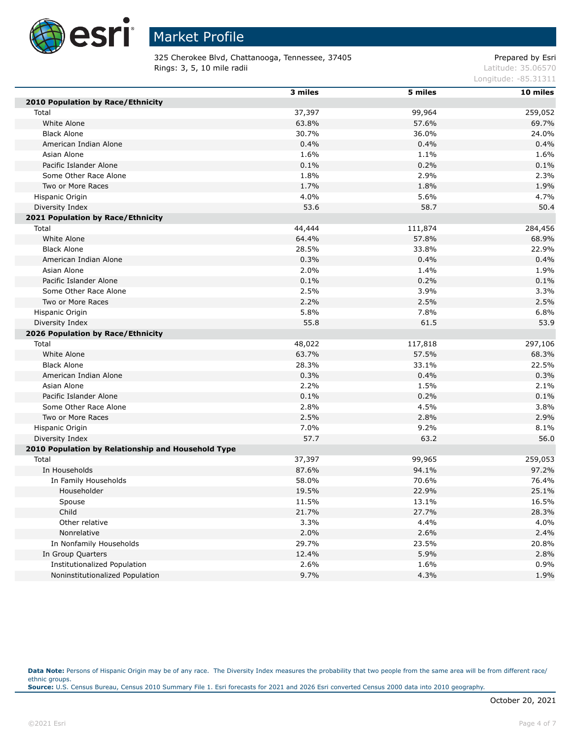# Market Profile

325 Cherokee Blvd, Chattanooga, Tennessee, 37405
Rings: 3, 5, 10 mile radii

Prepared by Esri
Latitude: 35.06570
Longitude: -85.31311

| | 3 miles | 5 miles | 10 miles |
|---|---|---|---|
| **2010 Population by Race/Ethnicity** | | | |
| Total | 37,397 | 99,964 | 259,052 |
| White Alone | 63.8% | 57.6% | 69.7% |
| Black Alone | 30.7% | 36.0% | 24.0% |
| American Indian Alone | 0.4% | 0.4% | 0.4% |
| Asian Alone | 1.6% | 1.1% | 1.6% |
| Pacific Islander Alone | 0.1% | 0.2% | 0.1% |
| Some Other Race Alone | 1.8% | 2.9% | 2.3% |
| Two or More Races | 1.7% | 1.8% | 1.9% |
| Hispanic Origin | 4.0% | 5.6% | 4.7% |
| Diversity Index | 53.6 | 58.7 | 50.4 |
| **2021 Population by Race/Ethnicity** | | | |
| Total | 44,444 | 111,874 | 284,456 |
| White Alone | 64.4% | 57.8% | 68.9% |
| Black Alone | 28.5% | 33.8% | 22.9% |
| American Indian Alone | 0.3% | 0.4% | 0.4% |
| Asian Alone | 2.0% | 1.4% | 1.9% |
| Pacific Islander Alone | 0.1% | 0.2% | 0.1% |
| Some Other Race Alone | 2.5% | 3.9% | 3.3% |
| Two or More Races | 2.2% | 2.5% | 2.5% |
| Hispanic Origin | 5.8% | 7.8% | 6.8% |
| Diversity Index | 55.8 | 61.5 | 53.9 |
| **2026 Population by Race/Ethnicity** | | | |
| Total | 48,022 | 117,818 | 297,106 |
| White Alone | 63.7% | 57.5% | 68.3% |
| Black Alone | 28.3% | 33.1% | 22.5% |
| American Indian Alone | 0.3% | 0.4% | 0.3% |
| Asian Alone | 2.2% | 1.5% | 2.1% |
| Pacific Islander Alone | 0.1% | 0.2% | 0.1% |
| Some Other Race Alone | 2.8% | 4.5% | 3.8% |
| Two or More Races | 2.5% | 2.8% | 2.9% |
| Hispanic Origin | 7.0% | 9.2% | 8.1% |
| Diversity Index | 57.7 | 63.2 | 56.0 |
| **2010 Population by Relationship and Household Type** | | | |
| Total | 37,397 | 99,965 | 259,053 |
| In Households | 87.6% | 94.1% | 97.2% |
| In Family Households | 58.0% | 70.6% | 76.4% |
| Householder | 19.5% | 22.9% | 25.1% |
| Spouse | 11.5% | 13.1% | 16.5% |
| Child | 21.7% | 27.7% | 28.3% |
| Other relative | 3.3% | 4.4% | 4.0% |
| Nonrelative | 2.0% | 2.6% | 2.4% |
| In Nonfamily Households | 29.7% | 23.5% | 20.8% |
| In Group Quarters | 12.4% | 5.9% | 2.8% |
| Institutionalized Population | 2.6% | 1.6% | 0.9% |
| Noninstitutionalized Population | 9.7% | 4.3% | 1.9% |

**Data Note:** Persons of Hispanic Origin may be of any race. The Diversity Index measures the probability that two people from the same area will be from different race/ethnic groups.
**Source:** U.S. Census Bureau, Census 2010 Summary File 1. Esri forecasts for 2021 and 2026 Esri converted Census 2000 data into 2010 geography.

October 20, 2021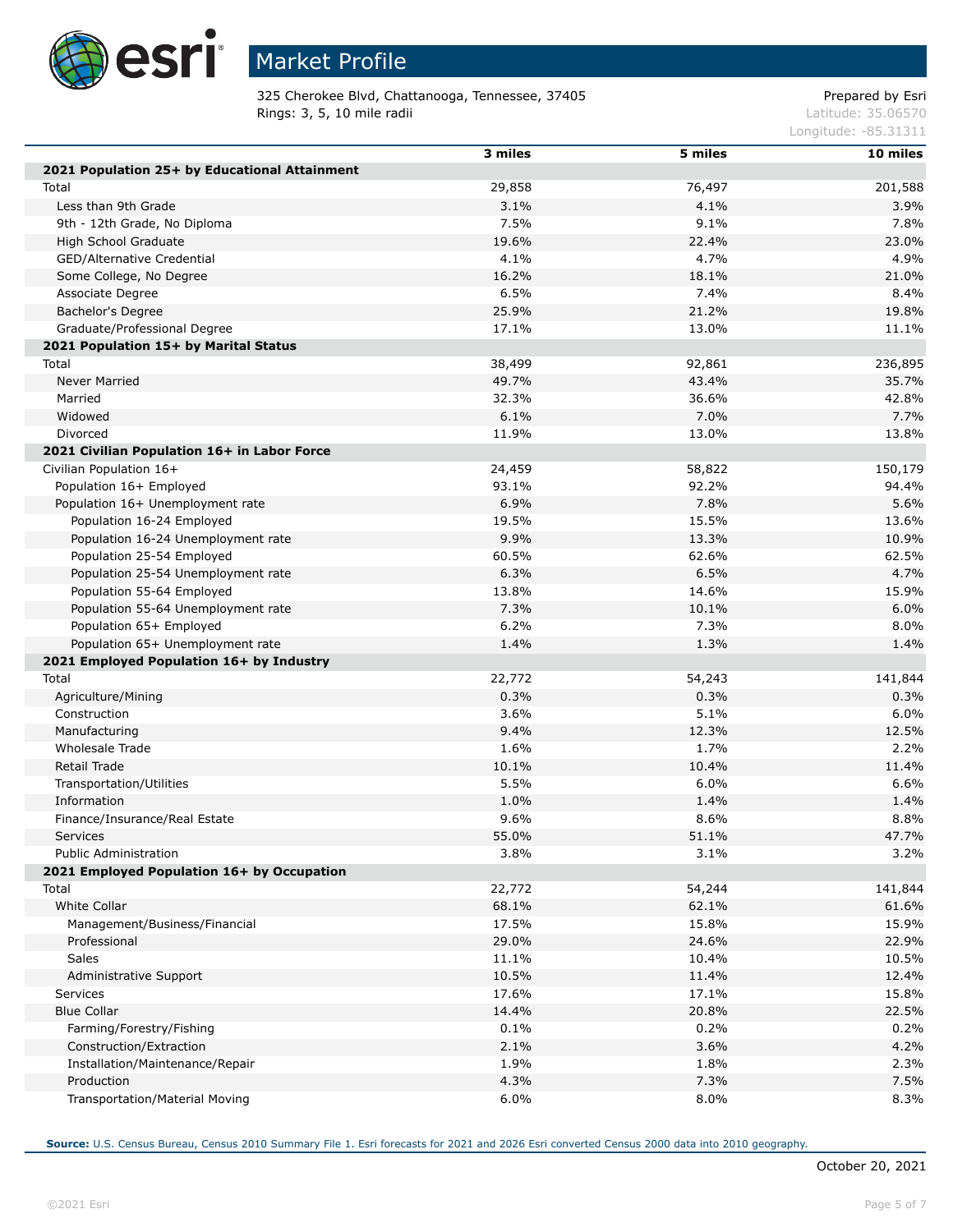# Market Profile

325 Cherokee Blvd, Chattanooga, Tennessee, 37405
Rings: 3, 5, 10 mile radii

Prepared by Esri
Latitude: 35.06570
Longitude: -85.31311

| | 3 miles | 5 miles | 10 miles |
|---|---|---|---|
| **2021 Population 25+ by Educational Attainment** | | | |
| Total | 29,858 | 76,497 | 201,588 |
| Less than 9th Grade | 3.1% | 4.1% | 3.9% |
| 9th - 12th Grade, No Diploma | 7.5% | 9.1% | 7.8% |
| High School Graduate | 19.6% | 22.4% | 23.0% |
| GED/Alternative Credential | 4.1% | 4.7% | 4.9% |
| Some College, No Degree | 16.2% | 18.1% | 21.0% |
| Associate Degree | 6.5% | 7.4% | 8.4% |
| Bachelor's Degree | 25.9% | 21.2% | 19.8% |
| Graduate/Professional Degree | 17.1% | 13.0% | 11.1% |
| **2021 Population 15+ by Marital Status** | | | |
| Total | 38,499 | 92,861 | 236,895 |
| Never Married | 49.7% | 43.4% | 35.7% |
| Married | 32.3% | 36.6% | 42.8% |
| Widowed | 6.1% | 7.0% | 7.7% |
| Divorced | 11.9% | 13.0% | 13.8% |
| **2021 Civilian Population 16+ in Labor Force** | | | |
| Civilian Population 16+ | 24,459 | 58,822 | 150,179 |
| Population 16+ Employed | 93.1% | 92.2% | 94.4% |
| Population 16+ Unemployment rate | 6.9% | 7.8% | 5.6% |
| Population 16-24 Employed | 19.5% | 15.5% | 13.6% |
| Population 16-24 Unemployment rate | 9.9% | 13.3% | 10.9% |
| Population 25-54 Employed | 60.5% | 62.6% | 62.5% |
| Population 25-54 Unemployment rate | 6.3% | 6.5% | 4.7% |
| Population 55-64 Employed | 13.8% | 14.6% | 15.9% |
| Population 55-64 Unemployment rate | 7.3% | 10.1% | 6.0% |
| Population 65+ Employed | 6.2% | 7.3% | 8.0% |
| Population 65+ Unemployment rate | 1.4% | 1.3% | 1.4% |
| **2021 Employed Population 16+ by Industry** | | | |
| Total | 22,772 | 54,243 | 141,844 |
| Agriculture/Mining | 0.3% | 0.3% | 0.3% |
| Construction | 3.6% | 5.1% | 6.0% |
| Manufacturing | 9.4% | 12.3% | 12.5% |
| Wholesale Trade | 1.6% | 1.7% | 2.2% |
| Retail Trade | 10.1% | 10.4% | 11.4% |
| Transportation/Utilities | 5.5% | 6.0% | 6.6% |
| Information | 1.0% | 1.4% | 1.4% |
| Finance/Insurance/Real Estate | 9.6% | 8.6% | 8.8% |
| Services | 55.0% | 51.1% | 47.7% |
| Public Administration | 3.8% | 3.1% | 3.2% |
| **2021 Employed Population 16+ by Occupation** | | | |
| Total | 22,772 | 54,244 | 141,844 |
| White Collar | 68.1% | 62.1% | 61.6% |
| Management/Business/Financial | 17.5% | 15.8% | 15.9% |
| Professional | 29.0% | 24.6% | 22.9% |
| Sales | 11.1% | 10.4% | 10.5% |
| Administrative Support | 10.5% | 11.4% | 12.4% |
| Services | 17.6% | 17.1% | 15.8% |
| Blue Collar | 14.4% | 20.8% | 22.5% |
| Farming/Forestry/Fishing | 0.1% | 0.2% | 0.2% |
| Construction/Extraction | 2.1% | 3.6% | 4.2% |
| Installation/Maintenance/Repair | 1.9% | 1.8% | 2.3% |
| Production | 4.3% | 7.3% | 7.5% |
| Transportation/Material Moving | 6.0% | 8.0% | 8.3% |

**Source:** U.S. Census Bureau, Census 2010 Summary File 1. Esri forecasts for 2021 and 2026 Esri converted Census 2000 data into 2010 geography.

October 20, 2021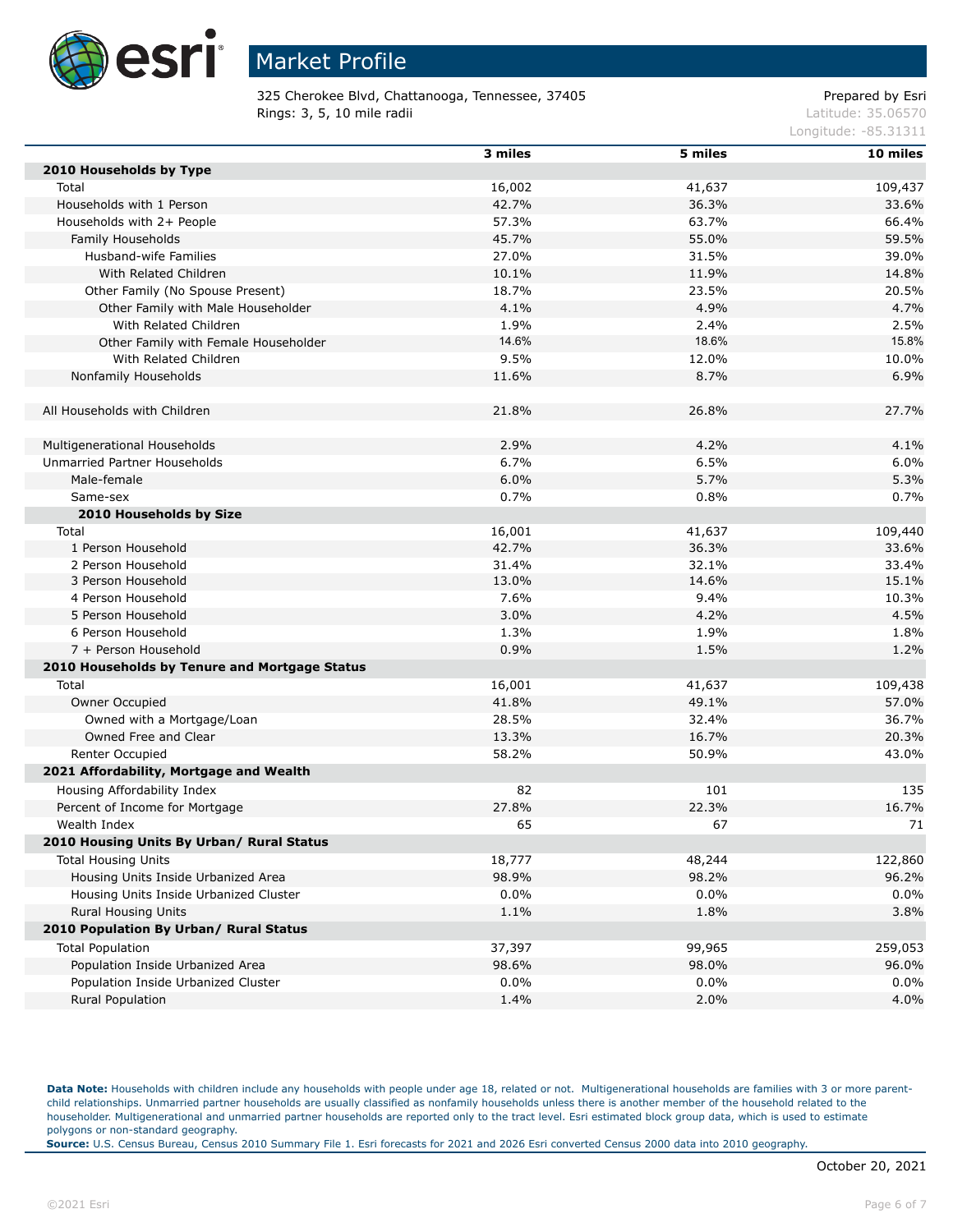# Market Profile

325 Cherokee Blvd, Chattanooga, Tennessee, 37405
Rings: 3, 5, 10 mile radii

Prepared by Esri
Latitude: 35.06570
Longitude: -85.31311

| | 3 miles | 5 miles | 10 miles |
|---|---|---|---|
| **2010 Households by Type** | | | |
| Total | 16,002 | 41,637 | 109,437 |
| Households with 1 Person | 42.7% | 36.3% | 33.6% |
| Households with 2+ People | 57.3% | 63.7% | 66.4% |
| Family Households | 45.7% | 55.0% | 59.5% |
| Husband-wife Families | 27.0% | 31.5% | 39.0% |
| With Related Children | 10.1% | 11.9% | 14.8% |
| Other Family (No Spouse Present) | 18.7% | 23.5% | 20.5% |
| Other Family with Male Householder | 4.1% | 4.9% | 4.7% |
| With Related Children | 1.9% | 2.4% | 2.5% |
| Other Family with Female Householder | 14.6% | 18.6% | 15.8% |
| With Related Children | 9.5% | 12.0% | 10.0% |
| Nonfamily Households | 11.6% | 8.7% | 6.9% |
| | | | |
| All Households with Children | 21.8% | 26.8% | 27.7% |
| | | | |
| Multigenerational Households | 2.9% | 4.2% | 4.1% |
| Unmarried Partner Households | 6.7% | 6.5% | 6.0% |
| Male-female | 6.0% | 5.7% | 5.3% |
| Same-sex | 0.7% | 0.8% | 0.7% |
| **2010 Households by Size** | | | |
| Total | 16,001 | 41,637 | 109,440 |
| 1 Person Household | 42.7% | 36.3% | 33.6% |
| 2 Person Household | 31.4% | 32.1% | 33.4% |
| 3 Person Household | 13.0% | 14.6% | 15.1% |
| 4 Person Household | 7.6% | 9.4% | 10.3% |
| 5 Person Household | 3.0% | 4.2% | 4.5% |
| 6 Person Household | 1.3% | 1.9% | 1.8% |
| 7 + Person Household | 0.9% | 1.5% | 1.2% |
| **2010 Households by Tenure and Mortgage Status** | | | |
| Total | 16,001 | 41,637 | 109,438 |
| Owner Occupied | 41.8% | 49.1% | 57.0% |
| Owned with a Mortgage/Loan | 28.5% | 32.4% | 36.7% |
| Owned Free and Clear | 13.3% | 16.7% | 20.3% |
| Renter Occupied | 58.2% | 50.9% | 43.0% |
| **2021 Affordability, Mortgage and Wealth** | | | |
| Housing Affordability Index | 82 | 101 | 135 |
| Percent of Income for Mortgage | 27.8% | 22.3% | 16.7% |
| Wealth Index | 65 | 67 | 71 |
| **2010 Housing Units By Urban/ Rural Status** | | | |
| Total Housing Units | 18,777 | 48,244 | 122,860 |
| Housing Units Inside Urbanized Area | 98.9% | 98.2% | 96.2% |
| Housing Units Inside Urbanized Cluster | 0.0% | 0.0% | 0.0% |
| Rural Housing Units | 1.1% | 1.8% | 3.8% |
| **2010 Population By Urban/ Rural Status** | | | |
| Total Population | 37,397 | 99,965 | 259,053 |
| Population Inside Urbanized Area | 98.6% | 98.0% | 96.0% |
| Population Inside Urbanized Cluster | 0.0% | 0.0% | 0.0% |
| Rural Population | 1.4% | 2.0% | 4.0% |

**Data Note:** Households with children include any households with people under age 18, related or not. Multigenerational households are families with 3 or more parent-child relationships. Unmarried partner households are usually classified as nonfamily households unless there is another member of the household related to the householder. Multigenerational and unmarried partner households are reported only to the tract level. Esri estimated block group data, which is used to estimate polygons or non-standard geography.
**Source:** U.S. Census Bureau, Census 2010 Summary File 1. Esri forecasts for 2021 and 2026 Esri converted Census 2000 data into 2010 geography.

October 20, 2021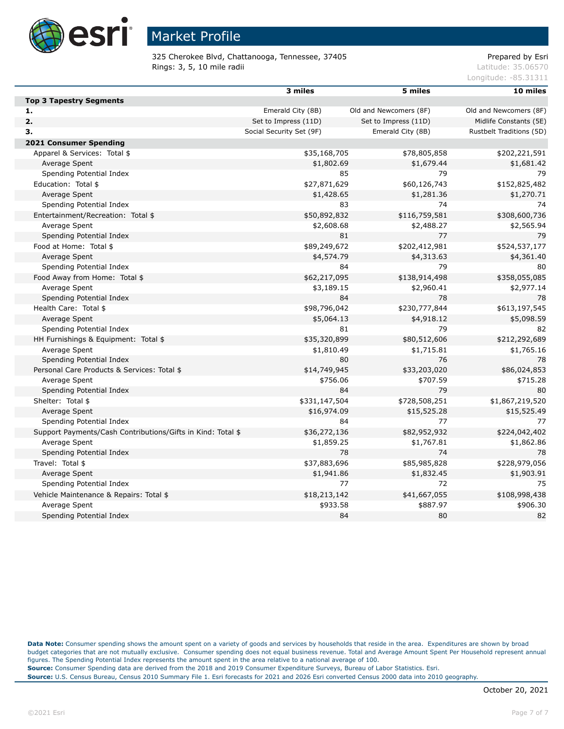# Market Profile

325 Cherokee Blvd, Chattanooga, Tennessee, 37405
Rings: 3, 5, 10 mile radii

Prepared by Esri
Latitude: 35.06570
Longitude: -85.31311

| | 3 miles | 5 miles | 10 miles |
|---|---|---|---|
| **Top 3 Tapestry Segments** | | | |
| **1.** | Emerald City (8B) | Old and Newcomers (8F) | Old and Newcomers (8F) |
| **2.** | Set to Impress (11D) | Set to Impress (11D) | Midlife Constants (5E) |
| **3.** | Social Security Set (9F) | Emerald City (8B) | Rustbelt Traditions (5D) |
| **2021 Consumer Spending** | | | |
| Apparel & Services: Total $ | $35,168,705 | $78,805,858 | $202,221,591 |
| Average Spent | $1,802.69 | $1,679.44 | $1,681.42 |
| Spending Potential Index | 85 | 79 | 79 |
| Education: Total $ | $27,871,629 | $60,126,743 | $152,825,482 |
| Average Spent | $1,428.65 | $1,281.36 | $1,270.71 |
| Spending Potential Index | 83 | 74 | 74 |
| Entertainment/Recreation: Total $ | $50,892,832 | $116,759,581 | $308,600,736 |
| Average Spent | $2,608.68 | $2,488.27 | $2,565.94 |
| Spending Potential Index | 81 | 77 | 79 |
| Food at Home: Total $ | $89,249,672 | $202,412,981 | $524,537,177 |
| Average Spent | $4,574.79 | $4,313.63 | $4,361.40 |
| Spending Potential Index | 84 | 79 | 80 |
| Food Away from Home: Total $ | $62,217,095 | $138,914,498 | $358,055,085 |
| Average Spent | $3,189.15 | $2,960.41 | $2,977.14 |
| Spending Potential Index | 84 | 78 | 78 |
| Health Care: Total $ | $98,796,042 | $230,777,844 | $613,197,545 |
| Average Spent | $5,064.13 | $4,918.12 | $5,098.59 |
| Spending Potential Index | 81 | 79 | 82 |
| HH Furnishings & Equipment: Total $ | $35,320,899 | $80,512,606 | $212,292,689 |
| Average Spent | $1,810.49 | $1,715.81 | $1,765.16 |
| Spending Potential Index | 80 | 76 | 78 |
| Personal Care Products & Services: Total $ | $14,749,945 | $33,203,020 | $86,024,853 |
| Average Spent | $756.06 | $707.59 | $715.28 |
| Spending Potential Index | 84 | 79 | 80 |
| Shelter: Total $ | $331,147,504 | $728,508,251 | $1,867,219,520 |
| Average Spent | $16,974.09 | $15,525.28 | $15,525.49 |
| Spending Potential Index | 84 | 77 | 77 |
| Support Payments/Cash Contributions/Gifts in Kind: Total $ | $36,272,136 | $82,952,932 | $224,042,402 |
| Average Spent | $1,859.25 | $1,767.81 | $1,862.86 |
| Spending Potential Index | 78 | 74 | 78 |
| Travel: Total $ | $37,883,696 | $85,985,828 | $228,979,056 |
| Average Spent | $1,941.86 | $1,832.45 | $1,903.91 |
| Spending Potential Index | 77 | 72 | 75 |
| Vehicle Maintenance & Repairs: Total $ | $18,213,142 | $41,667,055 | $108,998,438 |
| Average Spent | $933.58 | $887.97 | $906.30 |
| Spending Potential Index | 84 | 80 | 82 |

**Data Note:** Consumer spending shows the amount spent on a variety of goods and services by households that reside in the area. Expenditures are shown by broad budget categories that are not mutually exclusive. Consumer spending does not equal business revenue. Total and Average Amount Spent Per Household represent annual figures. The Spending Potential Index represents the amount spent in the area relative to a national average of 100.
**Source:** Consumer Spending data are derived from the 2018 and 2019 Consumer Expenditure Surveys, Bureau of Labor Statistics. Esri.
**Source:** U.S. Census Bureau, Census 2010 Summary File 1. Esri forecasts for 2021 and 2026 Esri converted Census 2000 data into 2010 geography.

October 20, 2021